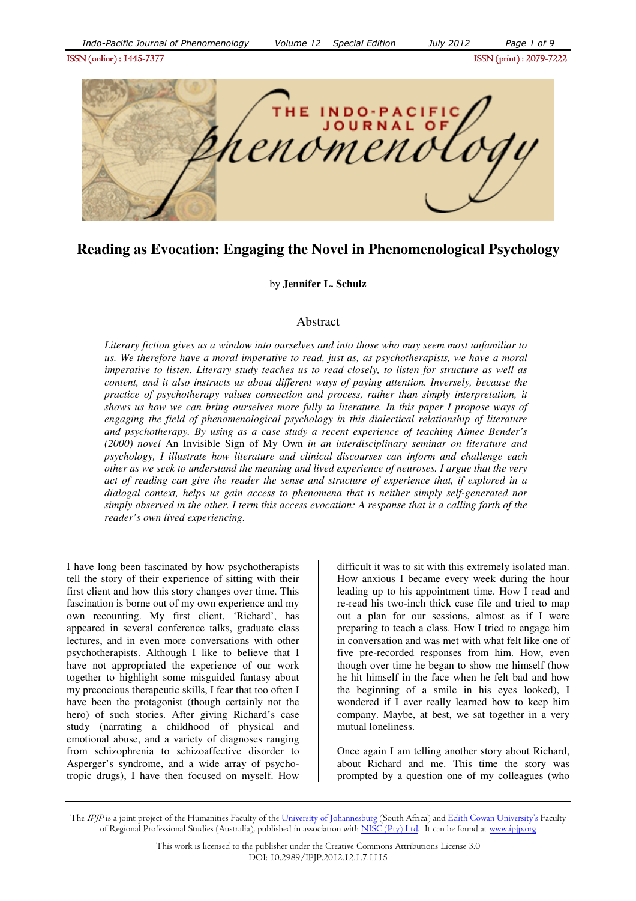# Reading as Evocation: Engaging the Novel in Phenomenological Psychology

by **Jennifer L. Schulz**

## Abstract

*Literary fiction gives us a window into ourselves and into those who may seem most unfamiliar to us. We therefore have a moral imperative to read, just as, as psychotherapists, we have a moral imperative to listen. Literary study teaches us to read closely, to listen for structure as well as content, and it also instructs us about different ways of paying attention. Inversely, because the practice of psychotherapy values connection and process, rather than simply interpretation, it shows us how we can bring ourselves more fully to literature. In this paper I propose ways of engaging the field of phenomenological psychology in this dialectical relationship of literature and psychotherapy. By using as a case study a recent experience of teaching Aimee Bender's (2000) novel* An Invisible Sign of My Own *in an interdisciplinary seminar on literature and psychology, I illustrate how literature and clinical discourses can inform and challenge each other as we seek to understand the meaning and lived experience of neuroses. I argue that the very act of reading can give the reader the sense and structure of experience that, if explored in a dialogal context, helps us gain access to phenomena that is neither simply self-generated nor simply observed in the other. I term this access evocation: A response that is a calling forth of the reader's own lived experiencing.*

I have long been fascinated by how psychotherapists tell the story of their experience of sitting with their first client and how this story changes over time. This fascination is borne out of my own experience and my own recounting. My first client, 'Richard', has appeared in several conference talks, graduate class lectures, and in even more conversations with other psychotherapists. Although I like to believe that I have not appropriated the experience of our work together to highlight some misguided fantasy about my precocious therapeutic skills, I fear that too often I have been the protagonist (though certainly not the hero) of such stories. After giving Richard's case study (narrating a childhood of physical and emotional abuse, and a variety of diagnoses ranging from schizophrenia to schizoaffective disorder to Asperger's syndrome, and a wide array of psychotropic drugs), I have then focused on myself. How difficult it was to sit with this extremely isolated man. How anxious I became every week during the hour leading up to his appointment time. How I read and re-read his two-inch thick case file and tried to map out a plan for our sessions, almost as if I were preparing to teach a class. How I tried to engage him in conversation and was met with what felt like one of five pre-recorded responses from him. How, even though over time he began to show me himself (how he hit himself in the face when he felt bad and how the beginning of a smile in his eyes looked), I wondered if I ever really learned how to keep him company. Maybe, at best, we sat together in a very mutual loneliness.

Once again I am telling another story about Richard, about Richard and me. This time the story was prompted by a question one of my colleagues (who

The *IPJP* is a joint project of the Humanities Faculty of the University of Johannesburg (South Africa) and Edith Cowan University's Faculty of Regional Professional Studies (Australia), published in association with NISC (Pty) Ltd. It can be found at www.ipjp.org.

This work is licensed to the publisher under the Creative Commons Attributions License 3.0
DOI: 10.2989/IPJP.2012.12.1.7.1115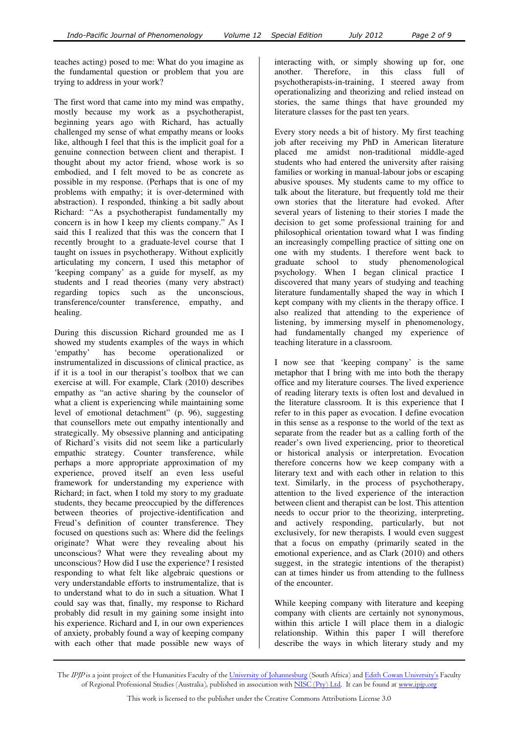teaches acting) posed to me: What do you imagine as the fundamental question or problem that you are trying to address in your work?

The first word that came into my mind was empathy, mostly because my work as a psychotherapist, beginning years ago with Richard, has actually challenged my sense of what empathy means or looks like, although I feel that this is the implicit goal for a genuine connection between client and therapist. I thought about my actor friend, whose work is so embodied, and I felt moved to be as concrete as possible in my response. (Perhaps that is one of my problems with empathy; it is over-determined with abstraction). I responded, thinking a bit sadly about Richard: "As a psychotherapist fundamentally my concern is in how I keep my clients company." As I said this I realized that this was the concern that I recently brought to a graduate-level course that I taught on issues in psychotherapy. Without explicitly articulating my concern, I used this metaphor of 'keeping company' as a guide for myself, as my students and I read theories (many very abstract) regarding topics such as the unconscious, transference/counter transference, empathy, and healing.

During this discussion Richard grounded me as I showed my students examples of the ways in which 'empathy' has become operationalized or instrumentalized in discussions of clinical practice, as if it is a tool in our therapist's toolbox that we can exercise at will. For example, Clark (2010) describes empathy as "an active sharing by the counselor of what a client is experiencing while maintaining some level of emotional detachment" (p. 96), suggesting that counsellors mete out empathy intentionally and strategically. My obsessive planning and anticipating of Richard's visits did not seem like a particularly empathic strategy. Counter transference, while perhaps a more appropriate approximation of my experience, proved itself an even less useful framework for understanding my experience with Richard; in fact, when I told my story to my graduate students, they became preoccupied by the differences between theories of projective-identification and Freud's definition of counter transference. They focused on questions such as: Where did the feelings originate? What were they revealing about his unconscious? What were they revealing about my unconscious? How did I use the experience? I resisted responding to what felt like algebraic questions or very understandable efforts to instrumentalize, that is to understand what to do in such a situation. What I could say was that, finally, my response to Richard probably did result in my gaining some insight into his experience. Richard and I, in our own experiences of anxiety, probably found a way of keeping company with each other that made possible new ways of interacting with, or simply showing up for, one another. Therefore, in this class full of psychotherapists-in-training, I steered away from operationalizing and theorizing and relied instead on stories, the same things that have grounded my literature classes for the past ten years.

Every story needs a bit of history. My first teaching job after receiving my PhD in American literature placed me amidst non-traditional middle-aged students who had entered the university after raising families or working in manual-labour jobs or escaping abusive spouses. My students came to my office to talk about the literature, but frequently told me their own stories that the literature had evoked. After several years of listening to their stories I made the decision to get some professional training for and philosophical orientation toward what I was finding an increasingly compelling practice of sitting one on one with my students. I therefore went back to graduate school to study phenomenological psychology. When I began clinical practice I discovered that many years of studying and teaching literature fundamentally shaped the way in which I kept company with my clients in the therapy office. I also realized that attending to the experience of listening, by immersing myself in phenomenology, had fundamentally changed my experience of teaching literature in a classroom.

I now see that 'keeping company' is the same metaphor that I bring with me into both the therapy office and my literature courses. The lived experience of reading literary texts is often lost and devalued in the literature classroom. It is this experience that I refer to in this paper as evocation. I define evocation in this sense as a response to the world of the text as separate from the reader but as a calling forth of the reader's own lived experiencing, prior to theoretical or historical analysis or interpretation. Evocation therefore concerns how we keep company with a literary text and with each other in relation to this text. Similarly, in the process of psychotherapy, attention to the lived experience of the interaction between client and therapist can be lost. This attention needs to occur prior to the theorizing, interpreting, and actively responding, particularly, but not exclusively, for new therapists. I would even suggest that a focus on empathy (primarily seated in the emotional experience, and as Clark (2010) and others suggest, in the strategic intentions of the therapist) can at times hinder us from attending to the fullness of the encounter.

While keeping company with literature and keeping company with clients are certainly not synonymous, within this article I will place them in a dialogic relationship. Within this paper I will therefore describe the ways in which literary study and my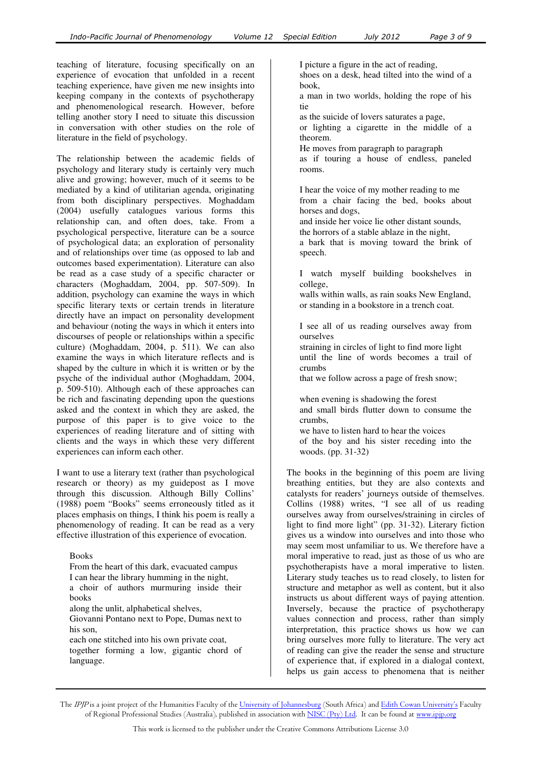teaching of literature, focusing specifically on an experience of evocation that unfolded in a recent teaching experience, have given me new insights into keeping company in the contexts of psychotherapy and phenomenological research. However, before telling another story I need to situate this discussion in conversation with other studies on the role of literature in the field of psychology.

The relationship between the academic fields of psychology and literary study is certainly very much alive and growing; however, much of it seems to be mediated by a kind of utilitarian agenda, originating from both disciplinary perspectives. Moghaddam (2004) usefully catalogues various forms this relationship can, and often does, take. From a psychological perspective, literature can be a source of psychological data; an exploration of personality and of relationships over time (as opposed to lab and outcomes based experimentation). Literature can also be read as a case study of a specific character or characters (Moghaddam, 2004, pp. 507-509). In addition, psychology can examine the ways in which specific literary texts or certain trends in literature directly have an impact on personality development and behaviour (noting the ways in which it enters into discourses of people or relationships within a specific culture) (Moghaddam, 2004, p. 511). We can also examine the ways in which literature reflects and is shaped by the culture in which it is written or by the psyche of the individual author (Moghaddam, 2004, p. 509-510). Although each of these approaches can be rich and fascinating depending upon the questions asked and the context in which they are asked, the purpose of this paper is to give voice to the experiences of reading literature and of sitting with clients and the ways in which these very different experiences can inform each other.

I want to use a literary text (rather than psychological research or theory) as my guidepost as I move through this discussion. Although Billy Collins' (1988) poem "Books" seems erroneously titled as it places emphasis on things, I think his poem is really a phenomenology of reading. It can be read as a very effective illustration of this experience of evocation.

> Books
> From the heart of this dark, evacuated campus
> I can hear the library humming in the night,
> a choir of authors murmuring inside their books
> along the unlit, alphabetical shelves,
> Giovanni Pontano next to Pope, Dumas next to his son,
> each one stitched into his own private coat,
> together forming a low, gigantic chord of language.
>
> I picture a figure in the act of reading,
> shoes on a desk, head tilted into the wind of a book,
> a man in two worlds, holding the rope of his tie
> as the suicide of lovers saturates a page,
> or lighting a cigarette in the middle of a theorem.
> He moves from paragraph to paragraph
> as if touring a house of endless, paneled rooms.
>
> I hear the voice of my mother reading to me
> from a chair facing the bed, books about horses and dogs,
> and inside her voice lie other distant sounds,
> the horrors of a stable ablaze in the night,
> a bark that is moving toward the brink of speech.
>
> I watch myself building bookshelves in college,
> walls within walls, as rain soaks New England,
> or standing in a bookstore in a trench coat.
>
> I see all of us reading ourselves away from ourselves
> straining in circles of light to find more light
> until the line of words becomes a trail of crumbs
> that we follow across a page of fresh snow;
>
> when evening is shadowing the forest
> and small birds flutter down to consume the crumbs,
> we have to listen hard to hear the voices
> of the boy and his sister receding into the woods. (pp. 31-32)

The books in the beginning of this poem are living breathing entities, but they are also contexts and catalysts for readers' journeys outside of themselves. Collins (1988) writes, "I see all of us reading ourselves away from ourselves/straining in circles of light to find more light" (pp. 31-32). Literary fiction gives us a window into ourselves and into those who may seem most unfamiliar to us. We therefore have a moral imperative to read, just as those of us who are psychotherapists have a moral imperative to listen. Literary study teaches us to read closely, to listen for structure and metaphor as well as content, but it also instructs us about different ways of paying attention. Inversely, because the practice of psychotherapy values connection and process, rather than simply interpretation, this practice shows us how we can bring ourselves more fully to literature. The very act of reading can give the reader the sense and structure of experience that, if explored in a dialogal context, helps us gain access to phenomena that is neither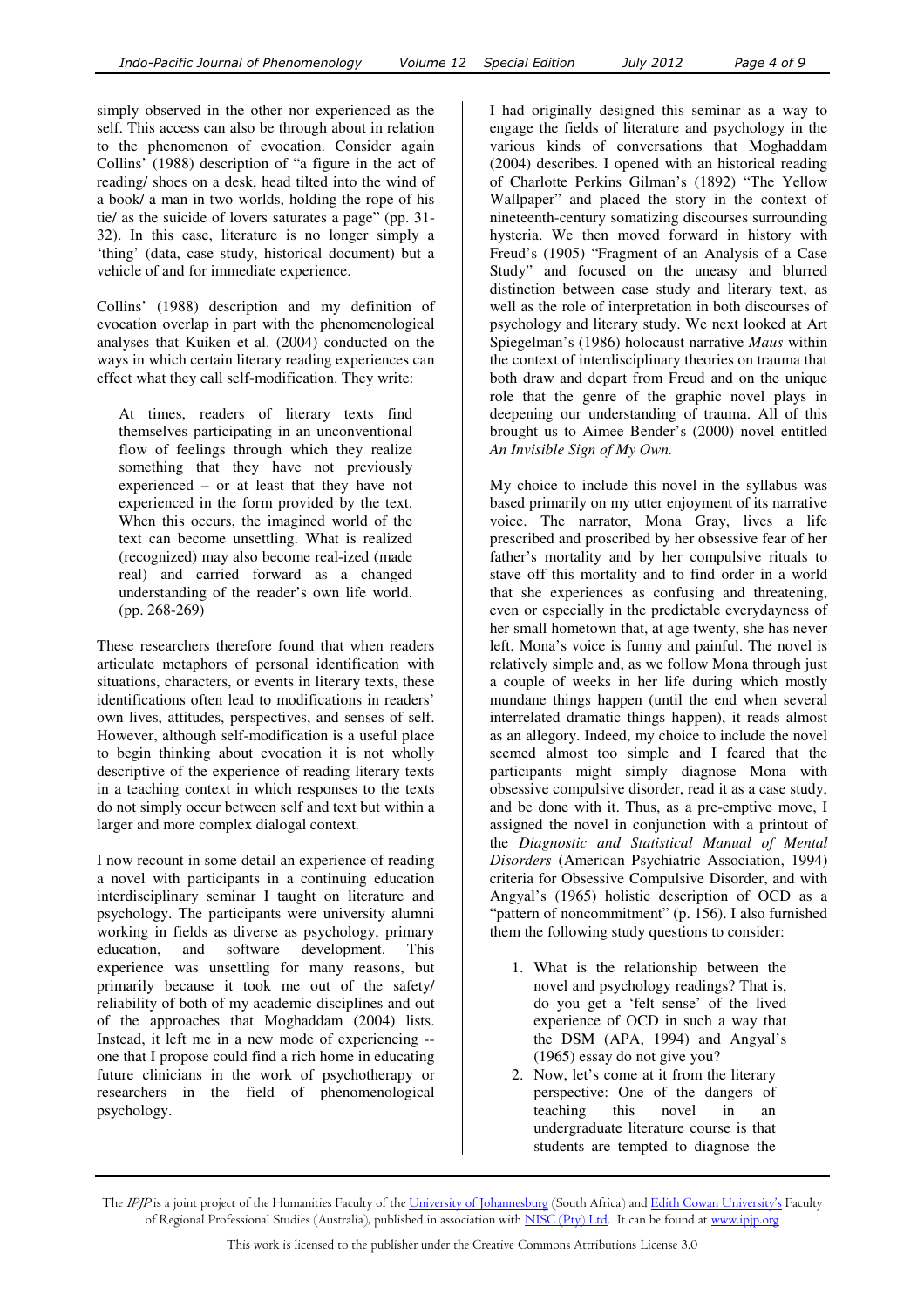simply observed in the other nor experienced as the self. This access can also be through about in relation to the phenomenon of evocation. Consider again Collins' (1988) description of "a figure in the act of reading/ shoes on a desk, head tilted into the wind of a book/ a man in two worlds, holding the rope of his tie/ as the suicide of lovers saturates a page" (pp. 31-32). In this case, literature is no longer simply a 'thing' (data, case study, historical document) but a vehicle of and for immediate experience.

Collins' (1988) description and my definition of evocation overlap in part with the phenomenological analyses that Kuiken et al. (2004) conducted on the ways in which certain literary reading experiences can effect what they call self-modification. They write:

> At times, readers of literary texts find themselves participating in an unconventional flow of feelings through which they realize something that they have not previously experienced – or at least that they have not experienced in the form provided by the text. When this occurs, the imagined world of the text can become unsettling. What is realized (recognized) may also become real-ized (made real) and carried forward as a changed understanding of the reader's own life world. (pp. 268-269)

These researchers therefore found that when readers articulate metaphors of personal identification with situations, characters, or events in literary texts, these identifications often lead to modifications in readers' own lives, attitudes, perspectives, and senses of self. However, although self-modification is a useful place to begin thinking about evocation it is not wholly descriptive of the experience of reading literary texts in a teaching context in which responses to the texts do not simply occur between self and text but within a larger and more complex dialogal context.

I now recount in some detail an experience of reading a novel with participants in a continuing education interdisciplinary seminar I taught on literature and psychology. The participants were university alumni working in fields as diverse as psychology, primary education, and software development. This experience was unsettling for many reasons, but primarily because it took me out of the safety/ reliability of both of my academic disciplines and out of the approaches that Moghaddam (2004) lists. Instead, it left me in a new mode of experiencing -- one that I propose could find a rich home in educating future clinicians in the work of psychotherapy or researchers in the field of phenomenological psychology.

I had originally designed this seminar as a way to engage the fields of literature and psychology in the various kinds of conversations that Moghaddam (2004) describes. I opened with an historical reading of Charlotte Perkins Gilman's (1892) "The Yellow Wallpaper" and placed the story in the context of nineteenth-century somatizing discourses surrounding hysteria. We then moved forward in history with Freud's (1905) "Fragment of an Analysis of a Case Study" and focused on the uneasy and blurred distinction between case study and literary text, as well as the role of interpretation in both discourses of psychology and literary study. We next looked at Art Spiegelman's (1986) holocaust narrative *Maus* within the context of interdisciplinary theories on trauma that both draw and depart from Freud and on the unique role that the genre of the graphic novel plays in deepening our understanding of trauma. All of this brought us to Aimee Bender's (2000) novel entitled *An Invisible Sign of My Own.*

My choice to include this novel in the syllabus was based primarily on my utter enjoyment of its narrative voice. The narrator, Mona Gray, lives a life prescribed and proscribed by her obsessive fear of her father's mortality and by her compulsive rituals to stave off this mortality and to find order in a world that she experiences as confusing and threatening, even or especially in the predictable everydayness of her small hometown that, at age twenty, she has never left. Mona's voice is funny and painful. The novel is relatively simple and, as we follow Mona through just a couple of weeks in her life during which mostly mundane things happen (until the end when several interrelated dramatic things happen), it reads almost as an allegory. Indeed, my choice to include the novel seemed almost too simple and I feared that the participants might simply diagnose Mona with obsessive compulsive disorder, read it as a case study, and be done with it. Thus, as a pre-emptive move, I assigned the novel in conjunction with a printout of the *Diagnostic and Statistical Manual of Mental Disorders* (American Psychiatric Association, 1994) criteria for Obsessive Compulsive Disorder, and with Angyal's (1965) holistic description of OCD as a "pattern of noncommitment" (p. 156). I also furnished them the following study questions to consider:

1. What is the relationship between the novel and psychology readings? That is, do you get a 'felt sense' of the lived experience of OCD in such a way that the DSM (APA, 1994) and Angyal's (1965) essay do not give you?
2. Now, let's come at it from the literary perspective: One of the dangers of teaching this novel in an undergraduate literature course is that students are tempted to diagnose the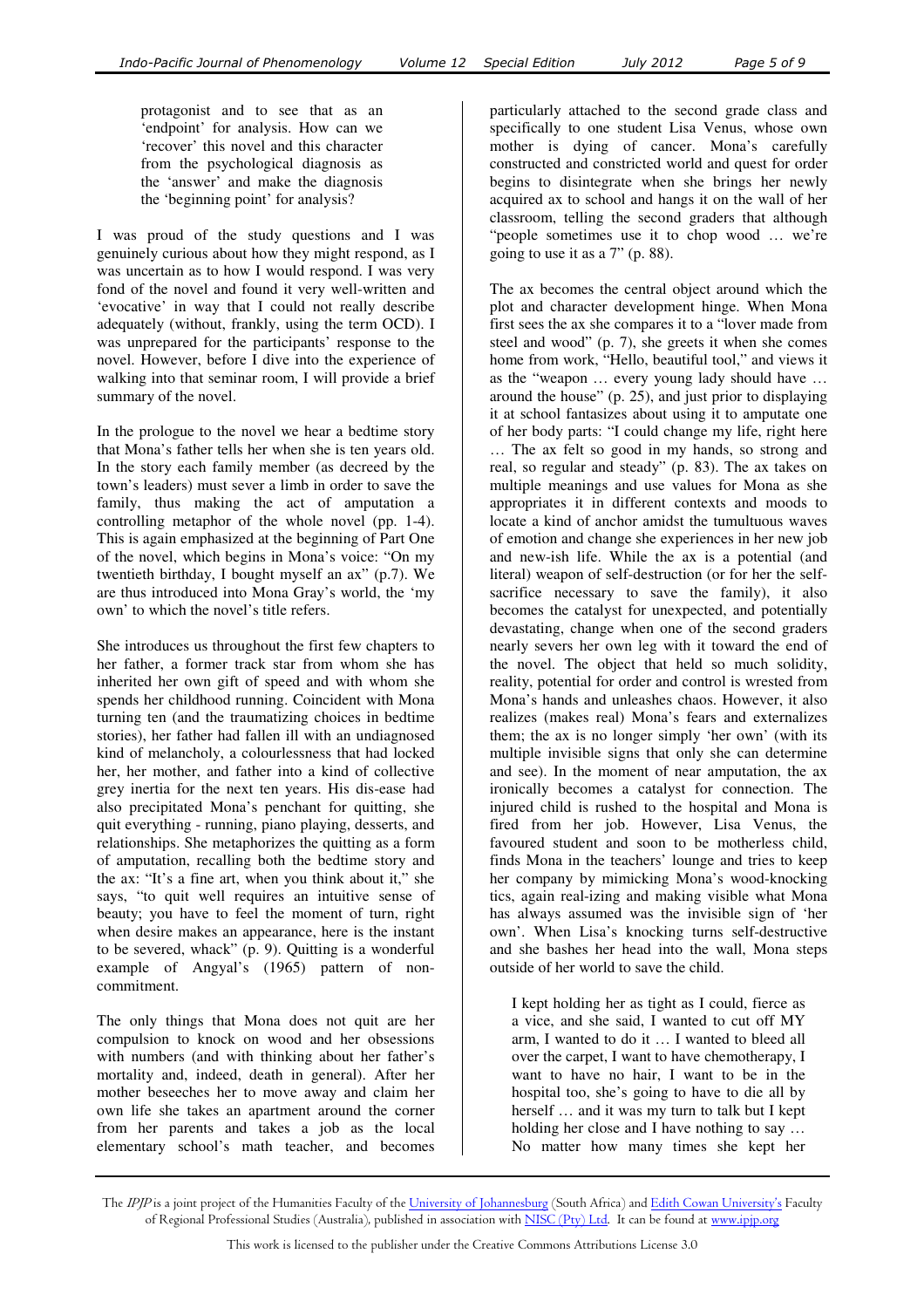> protagonist and to see that as an 'endpoint' for analysis. How can we 'recover' this novel and this character from the psychological diagnosis as the 'answer' and make the diagnosis the 'beginning point' for analysis?

I was proud of the study questions and I was genuinely curious about how they might respond, as I was uncertain as to how I would respond. I was very fond of the novel and found it very well-written and 'evocative' in way that I could not really describe adequately (without, frankly, using the term OCD). I was unprepared for the participants' response to the novel. However, before I dive into the experience of walking into that seminar room, I will provide a brief summary of the novel.

In the prologue to the novel we hear a bedtime story that Mona's father tells her when she is ten years old. In the story each family member (as decreed by the town's leaders) must sever a limb in order to save the family, thus making the act of amputation a controlling metaphor of the whole novel (pp. 1-4). This is again emphasized at the beginning of Part One of the novel, which begins in Mona's voice: "On my twentieth birthday, I bought myself an ax" (p.7). We are thus introduced into Mona Gray's world, the 'my own' to which the novel's title refers.

She introduces us throughout the first few chapters to her father, a former track star from whom she has inherited her own gift of speed and with whom she spends her childhood running. Coincident with Mona turning ten (and the traumatizing choices in bedtime stories), her father had fallen ill with an undiagnosed kind of melancholy, a colourlessness that had locked her, her mother, and father into a kind of collective grey inertia for the next ten years. His dis-ease had also precipitated Mona's penchant for quitting, she quit everything - running, piano playing, desserts, and relationships. She metaphorizes the quitting as a form of amputation, recalling both the bedtime story and the ax: "It's a fine art, when you think about it," she says, "to quit well requires an intuitive sense of beauty; you have to feel the moment of turn, right when desire makes an appearance, here is the instant to be severed, whack" (p. 9). Quitting is a wonderful example of Angyal's (1965) pattern of non-commitment.

The only things that Mona does not quit are her compulsion to knock on wood and her obsessions with numbers (and with thinking about her father's mortality and, indeed, death in general). After her mother beseeches her to move away and claim her own life she takes an apartment around the corner from her parents and takes a job as the local elementary school's math teacher, and becomes particularly attached to the second grade class and specifically to one student Lisa Venus, whose own mother is dying of cancer. Mona's carefully constructed and constricted world and quest for order begins to disintegrate when she brings her newly acquired ax to school and hangs it on the wall of her classroom, telling the second graders that although "people sometimes use it to chop wood … we're going to use it as a 7" (p. 88).

The ax becomes the central object around which the plot and character development hinge. When Mona first sees the ax she compares it to a "lover made from steel and wood" (p. 7), she greets it when she comes home from work, "Hello, beautiful tool," and views it as the "weapon … every young lady should have … around the house" (p. 25), and just prior to displaying it at school fantasizes about using it to amputate one of her body parts: "I could change my life, right here … The ax felt so good in my hands, so strong and real, so regular and steady" (p. 83). The ax takes on multiple meanings and use values for Mona as she appropriates it in different contexts and moods to locate a kind of anchor amidst the tumultuous waves of emotion and change she experiences in her new job and new-ish life. While the ax is a potential (and literal) weapon of self-destruction (or for her the self-sacrifice necessary to save the family), it also becomes the catalyst for unexpected, and potentially devastating, change when one of the second graders nearly severs her own leg with it toward the end of the novel. The object that held so much solidity, reality, potential for order and control is wrested from Mona's hands and unleashes chaos. However, it also realizes (makes real) Mona's fears and externalizes them; the ax is no longer simply 'her own' (with its multiple invisible signs that only she can determine and see). In the moment of near amputation, the ax ironically becomes a catalyst for connection. The injured child is rushed to the hospital and Mona is fired from her job. However, Lisa Venus, the favoured student and soon to be motherless child, finds Mona in the teachers' lounge and tries to keep her company by mimicking Mona's wood-knocking tics, again real-izing and making visible what Mona has always assumed was the invisible sign of 'her own'. When Lisa's knocking turns self-destructive and she bashes her head into the wall, Mona steps outside of her world to save the child.

> I kept holding her as tight as I could, fierce as a vice, and she said, I wanted to cut off MY arm, I wanted to do it … I wanted to bleed all over the carpet, I want to have chemotherapy, I want to have no hair, I want to be in the hospital too, she's going to have to die all by herself … and it was my turn to talk but I kept holding her close and I have nothing to say … No matter how many times she kept her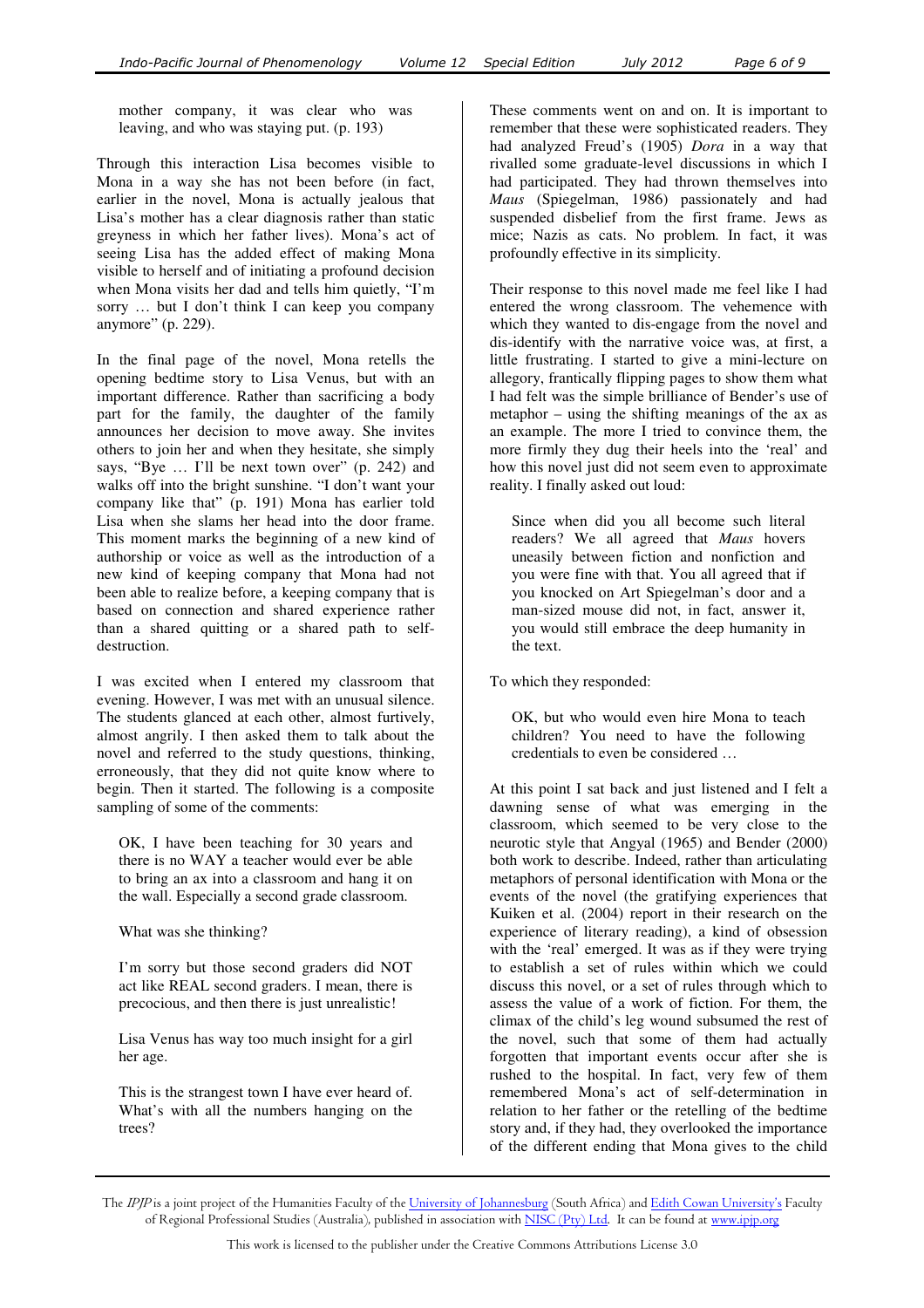> mother company, it was clear who was leaving, and who was staying put. (p. 193)

Through this interaction Lisa becomes visible to Mona in a way she has not been before (in fact, earlier in the novel, Mona is actually jealous that Lisa's mother has a clear diagnosis rather than static greyness in which her father lives). Mona's act of seeing Lisa has the added effect of making Mona visible to herself and of initiating a profound decision when Mona visits her dad and tells him quietly, "I'm sorry … but I don't think I can keep you company anymore" (p. 229).

In the final page of the novel, Mona retells the opening bedtime story to Lisa Venus, but with an important difference. Rather than sacrificing a body part for the family, the daughter of the family announces her decision to move away. She invites others to join her and when they hesitate, she simply says, "Bye … I'll be next town over" (p. 242) and walks off into the bright sunshine. "I don't want your company like that" (p. 191) Mona has earlier told Lisa when she slams her head into the door frame. This moment marks the beginning of a new kind of authorship or voice as well as the introduction of a new kind of keeping company that Mona had not been able to realize before, a keeping company that is based on connection and shared experience rather than a shared quitting or a shared path to self-destruction.

I was excited when I entered my classroom that evening. However, I was met with an unusual silence. The students glanced at each other, almost furtively, almost angrily. I then asked them to talk about the novel and referred to the study questions, thinking, erroneously, that they did not quite know where to begin. Then it started. The following is a composite sampling of some of the comments:

> OK, I have been teaching for 30 years and there is no WAY a teacher would ever be able to bring an ax into a classroom and hang it on the wall. Especially a second grade classroom.
>
> What was she thinking?
>
> I'm sorry but those second graders did NOT act like REAL second graders. I mean, there is precocious, and then there is just unrealistic!
>
> Lisa Venus has way too much insight for a girl her age.
>
> This is the strangest town I have ever heard of. What's with all the numbers hanging on the trees?

These comments went on and on. It is important to remember that these were sophisticated readers. They had analyzed Freud's (1905) *Dora* in a way that rivalled some graduate-level discussions in which I had participated. They had thrown themselves into *Maus* (Spiegelman, 1986) passionately and had suspended disbelief from the first frame. Jews as mice; Nazis as cats. No problem. In fact, it was profoundly effective in its simplicity.

Their response to this novel made me feel like I had entered the wrong classroom. The vehemence with which they wanted to dis-engage from the novel and dis-identify with the narrative voice was, at first, a little frustrating. I started to give a mini-lecture on allegory, frantically flipping pages to show them what I had felt was the simple brilliance of Bender's use of metaphor – using the shifting meanings of the ax as an example. The more I tried to convince them, the more firmly they dug their heels into the 'real' and how this novel just did not seem even to approximate reality. I finally asked out loud:

> Since when did you all become such literal readers? We all agreed that *Maus* hovers uneasily between fiction and nonfiction and you were fine with that. You all agreed that if you knocked on Art Spiegelman's door and a man-sized mouse did not, in fact, answer it, you would still embrace the deep humanity in the text.

To which they responded:

> OK, but who would even hire Mona to teach children? You need to have the following credentials to even be considered …

At this point I sat back and just listened and I felt a dawning sense of what was emerging in the classroom, which seemed to be very close to the neurotic style that Angyal (1965) and Bender (2000) both work to describe. Indeed, rather than articulating metaphors of personal identification with Mona or the events of the novel (the gratifying experiences that Kuiken et al. (2004) report in their research on the experience of literary reading), a kind of obsession with the 'real' emerged. It was as if they were trying to establish a set of rules within which we could discuss this novel, or a set of rules through which to assess the value of a work of fiction. For them, the climax of the child's leg wound subsumed the rest of the novel, such that some of them had actually forgotten that important events occur after she is rushed to the hospital. In fact, very few of them remembered Mona's act of self-determination in relation to her father or the retelling of the bedtime story and, if they had, they overlooked the importance of the different ending that Mona gives to the child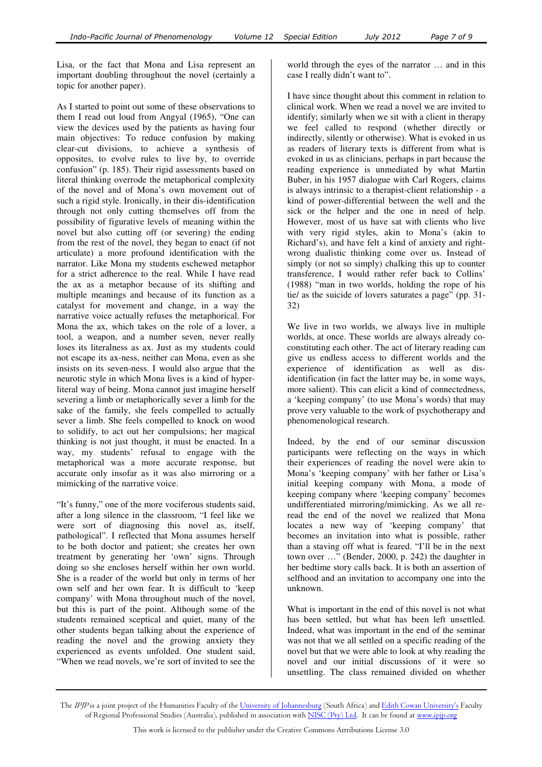Lisa, or the fact that Mona and Lisa represent an important doubling throughout the novel (certainly a topic for another paper).

As I started to point out some of these observations to them I read out loud from Angyal (1965), "One can view the devices used by the patients as having four main objectives: To reduce confusion by making clear-cut divisions, to achieve a synthesis of opposites, to evolve rules to live by, to override confusion" (p. 185). Their rigid assessments based on literal thinking overrode the metaphorical complexity of the novel and of Mona's own movement out of such a rigid style. Ironically, in their dis-identification through not only cutting themselves off from the possibility of figurative levels of meaning within the novel but also cutting off (or severing) the ending from the rest of the novel, they began to enact (if not articulate) a more profound identification with the narrator. Like Mona my students eschewed metaphor for a strict adherence to the real. While I have read the ax as a metaphor because of its shifting and multiple meanings and because of its function as a catalyst for movement and change, in a way the narrative voice actually refuses the metaphorical. For Mona the ax, which takes on the role of a lover, a tool, a weapon, and a number seven, never really loses its literalness as ax. Just as my students could not escape its ax-ness, neither can Mona, even as she insists on its seven-ness. I would also argue that the neurotic style in which Mona lives is a kind of hyper-literal way of being. Mona cannot just imagine herself severing a limb or metaphorically sever a limb for the sake of the family, she feels compelled to actually sever a limb. She feels compelled to knock on wood to solidify, to act out her compulsions; her magical thinking is not just thought, it must be enacted. In a way, my students' refusal to engage with the metaphorical was a more accurate response, but accurate only insofar as it was also mirroring or a mimicking of the narrative voice.

"It's funny," one of the more vociferous students said, after a long silence in the classroom, "I feel like we were sort of diagnosing this novel as, itself, pathological". I reflected that Mona assumes herself to be both doctor and patient; she creates her own treatment by generating her 'own' signs. Through doing so she encloses herself within her own world. She is a reader of the world but only in terms of her own self and her own fear. It is difficult to 'keep company' with Mona throughout much of the novel, but this is part of the point. Although some of the students remained sceptical and quiet, many of the other students began talking about the experience of reading the novel and the growing anxiety they experienced as events unfolded. One student said, "When we read novels, we're sort of invited to see the world through the eyes of the narrator … and in this case I really didn't want to".

I have since thought about this comment in relation to clinical work. When we read a novel we are invited to identify; similarly when we sit with a client in therapy we feel called to respond (whether directly or indirectly, silently or otherwise). What is evoked in us as readers of literary texts is different from what is evoked in us as clinicians, perhaps in part because the reading experience is unmediated by what Martin Buber, in his 1957 dialogue with Carl Rogers, claims is always intrinsic to a therapist-client relationship - a kind of power-differential between the well and the sick or the helper and the one in need of help. However, most of us have sat with clients who live with very rigid styles, akin to Mona's (akin to Richard's), and have felt a kind of anxiety and right-wrong dualistic thinking come over us. Instead of simply (or not so simply) chalking this up to counter transference, I would rather refer back to Collins' (1988) "man in two worlds, holding the rope of his tie/ as the suicide of lovers saturates a page" (pp. 31-32)

We live in two worlds, we always live in multiple worlds, at once. These worlds are always already co-constituting each other. The act of literary reading can give us endless access to different worlds and the experience of identification as well as dis-identification (in fact the latter may be, in some ways, more salient). This can elicit a kind of connectedness, a 'keeping company' (to use Mona's words) that may prove very valuable to the work of psychotherapy and phenomenological research.

Indeed, by the end of our seminar discussion participants were reflecting on the ways in which their experiences of reading the novel were akin to Mona's 'keeping company' with her father or Lisa's initial keeping company with Mona, a mode of keeping company where 'keeping company' becomes undifferentiated mirroring/mimicking. As we all re-read the end of the novel we realized that Mona locates a new way of 'keeping company' that becomes an invitation into what is possible, rather than a staving off what is feared. "I'll be in the next town over …" (Bender, 2000, p. 242) the daughter in her bedtime story calls back. It is both an assertion of selfhood and an invitation to accompany one into the unknown.

What is important in the end of this novel is not what has been settled, but what has been left unsettled. Indeed, what was important in the end of the seminar was not that we all settled on a specific reading of the novel but that we were able to look at why reading the novel and our initial discussions of it were so unsettling. The class remained divided on whether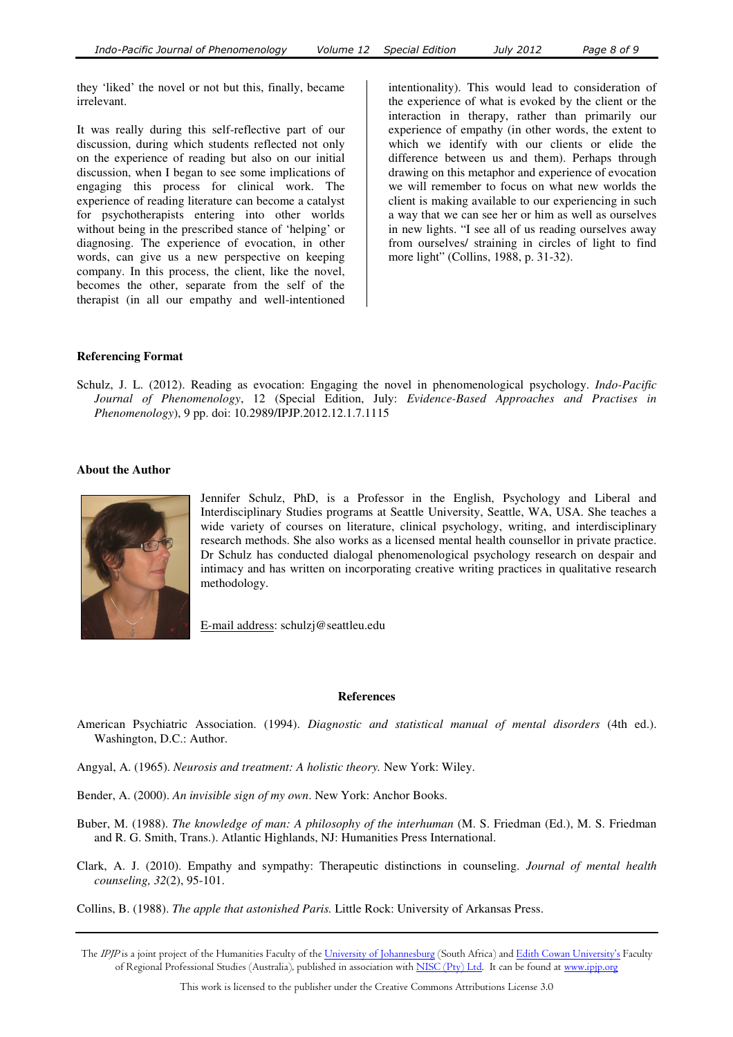they 'liked' the novel or not but this, finally, became irrelevant.

It was really during this self-reflective part of our discussion, during which students reflected not only on the experience of reading but also on our initial discussion, when I began to see some implications of engaging this process for clinical work. The experience of reading literature can become a catalyst for psychotherapists entering into other worlds without being in the prescribed stance of 'helping' or diagnosing. The experience of evocation, in other words, can give us a new perspective on keeping company. In this process, the client, like the novel, becomes the other, separate from the self of the therapist (in all our empathy and well-intentioned intentionality). This would lead to consideration of the experience of what is evoked by the client or the interaction in therapy, rather than primarily our experience of empathy (in other words, the extent to which we identify with our clients or elide the difference between us and them). Perhaps through drawing on this metaphor and experience of evocation we will remember to focus on what new worlds the client is making available to our experiencing in such a way that we can see her or him as well as ourselves in new lights. "I see all of us reading ourselves away from ourselves/ straining in circles of light to find more light" (Collins, 1988, p. 31-32).

### Referencing Format

Schulz, J. L. (2012). Reading as evocation: Engaging the novel in phenomenological psychology. *Indo-Pacific Journal of Phenomenology*, 12 (Special Edition, July: *Evidence-Based Approaches and Practises in Phenomenology*), 9 pp. doi: 10.2989/IPJP.2012.12.1.7.1115

### About the Author

Jennifer Schulz, PhD, is a Professor in the English, Psychology and Liberal and Interdisciplinary Studies programs at Seattle University, Seattle, WA, USA. She teaches a wide variety of courses on literature, clinical psychology, writing, and interdisciplinary research methods. She also works as a licensed mental health counsellor in private practice. Dr Schulz has conducted dialogal phenomenological psychology research on despair and intimacy and has written on incorporating creative writing practices in qualitative research methodology.

E-mail address: schulzj@seattleu.edu

### References

American Psychiatric Association. (1994). *Diagnostic and statistical manual of mental disorders* (4th ed.). Washington, D.C.: Author.

Angyal, A. (1965). *Neurosis and treatment: A holistic theory.* New York: Wiley.

Bender, A. (2000). *An invisible sign of my own*. New York: Anchor Books.

Buber, M. (1988). *The knowledge of man: A philosophy of the interhuman* (M. S. Friedman (Ed.), M. S. Friedman and R. G. Smith, Trans.). Atlantic Highlands, NJ: Humanities Press International.

Clark, A. J. (2010). Empathy and sympathy: Therapeutic distinctions in counseling. *Journal of mental health counseling, 32*(2), 95-101.

Collins, B. (1988). *The apple that astonished Paris.* Little Rock: University of Arkansas Press.

The *IPJP* is a joint project of the Humanities Faculty of the University of Johannesburg (South Africa) and Edith Cowan University's Faculty of Regional Professional Studies (Australia), published in association with NISC (Pty) Ltd. It can be found at www.ipjp.org

This work is licensed to the publisher under the Creative Commons Attributions License 3.0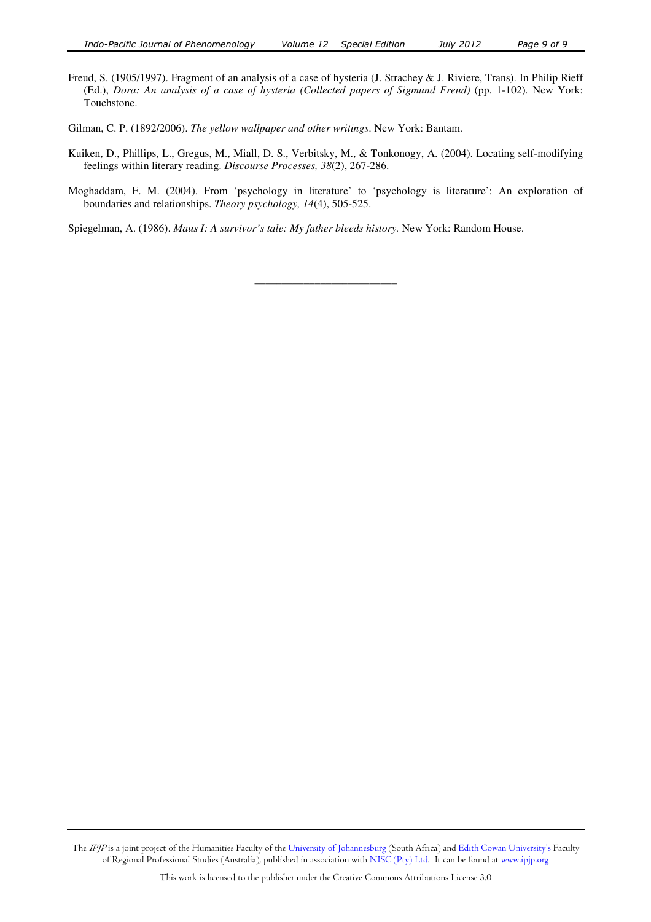Freud, S. (1905/1997). Fragment of an analysis of a case of hysteria (J. Strachey & J. Riviere, Trans). In Philip Rieff (Ed.), *Dora: An analysis of a case of hysteria (Collected papers of Sigmund Freud)* (pp. 1-102). New York: Touchstone.

Gilman, C. P. (1892/2006). *The yellow wallpaper and other writings*. New York: Bantam.

Kuiken, D., Phillips, L., Gregus, M., Miall, D. S., Verbitsky, M., & Tonkonogy, A. (2004). Locating self-modifying feelings within literary reading. *Discourse Processes, 38*(2), 267-286.

Moghaddam, F. M. (2004). From 'psychology in literature' to 'psychology is literature': An exploration of boundaries and relationships. *Theory psychology, 14*(4), 505-525.

Spiegelman, A. (1986). *Maus I: A survivor's tale: My father bleeds history.* New York: Random House.

---

The *IPJP* is a joint project of the Humanities Faculty of the University of Johannesburg (South Africa) and Edith Cowan University's Faculty of Regional Professional Studies (Australia), published in association with NISC (Pty) Ltd. It can be found at www.ipjp.org

This work is licensed to the publisher under the Creative Commons Attributions License 3.0